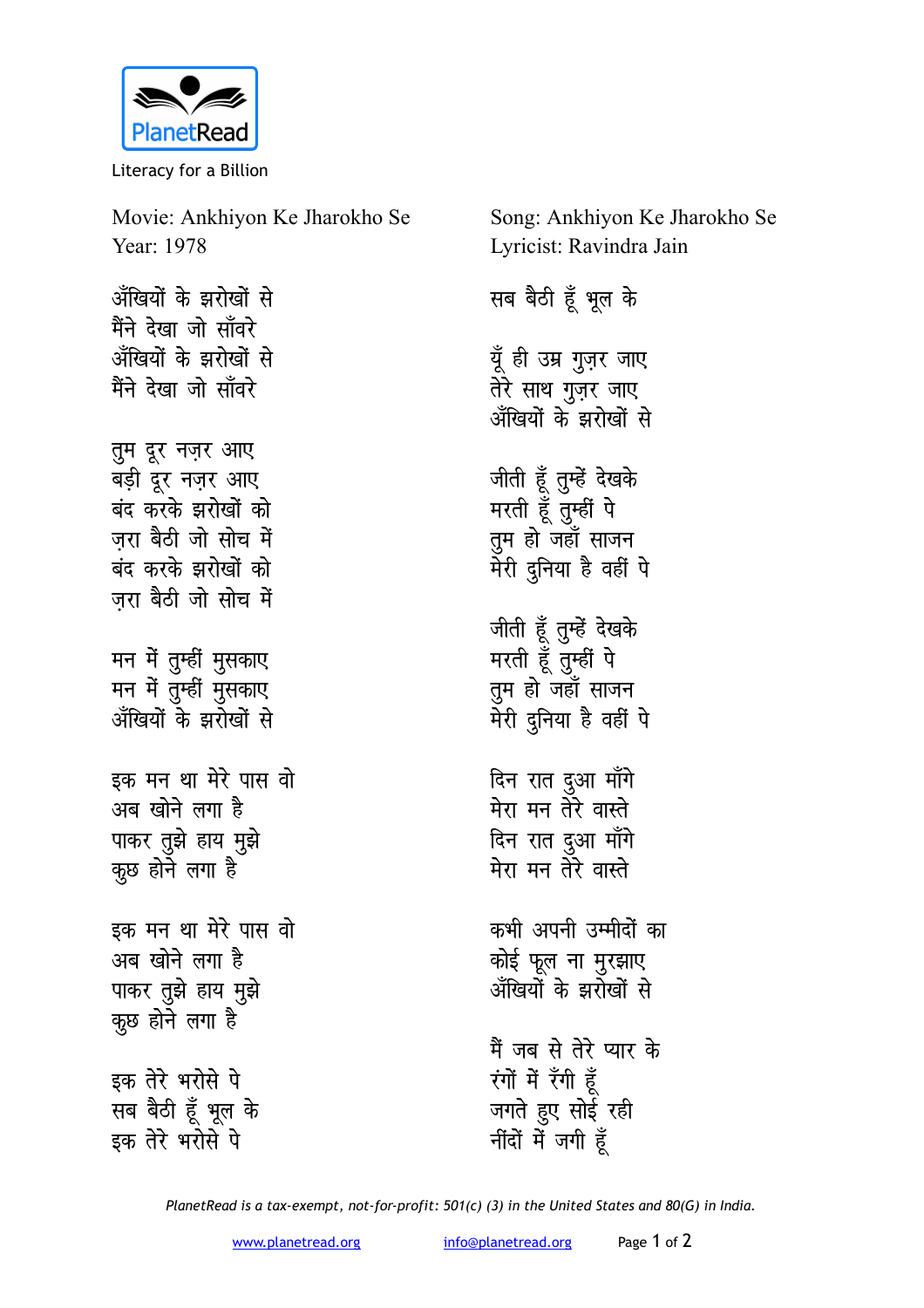PlanetRead

Literacy for a Billion

Movie: Ankhiyon Ke Jharokho Se
Year: 1978

Song: Ankhiyon Ke Jharokho Se
Lyricist: Ravindra Jain

अँखियों के झरोखों से
मैंने देखा जो साँवरे
अँखियों के झरोखों से
मैंने देखा जो साँवरे

तुम दूर नज़र आए
बड़ी दूर नज़र आए
बंद करके झरोखों को
ज़रा बैठी जो सोच में
बंद करके झरोखों को
ज़रा बैठी जो सोच में

मन में तुम्हीं मुसकाए
मन में तुम्हीं मुसकाए
अँखियों के झरोखों से

इक मन था मेरे पास वो
अब खोने लगा है
पाकर तुझे हाय मुझे
कुछ होने लगा है

इक मन था मेरे पास वो
अब खोने लगा है
पाकर तुझे हाय मुझे
कुछ होने लगा है

इक तेरे भरोसे पे
सब बैठी हूँ भूल के
इक तेरे भरोसे पे
सब बैठी हूँ भूल के

यूँ ही उम्र गुज़र जाए
तेरे साथ गुज़र जाए
अँखियों के झरोखों से

जीती हूँ तुम्हें देखके
मरती हूँ तुम्हीं पे
तुम हो जहाँ साजन
मेरी दुनिया है वहीं पे

जीती हूँ तुम्हें देखके
मरती हूँ तुम्हीं पे
तुम हो जहाँ साजन
मेरी दुनिया है वहीं पे

दिन रात दुआ माँगे
मेरा मन तेरे वास्ते
दिन रात दुआ माँगे
मेरा मन तेरे वास्ते

कभी अपनी उम्मीदों का
कोई फूल ना मुरझाए
अँखियों के झरोखों से

मैं जब से तेरे प्यार के
रंगों में रँगी हूँ
जगते हुए सोई रही
नींदों में जगी हूँ

*PlanetRead is a tax-exempt, not-for-profit: 501(c) (3) in the United States and 80(G) in India.*

www.planetread.org info@planetread.org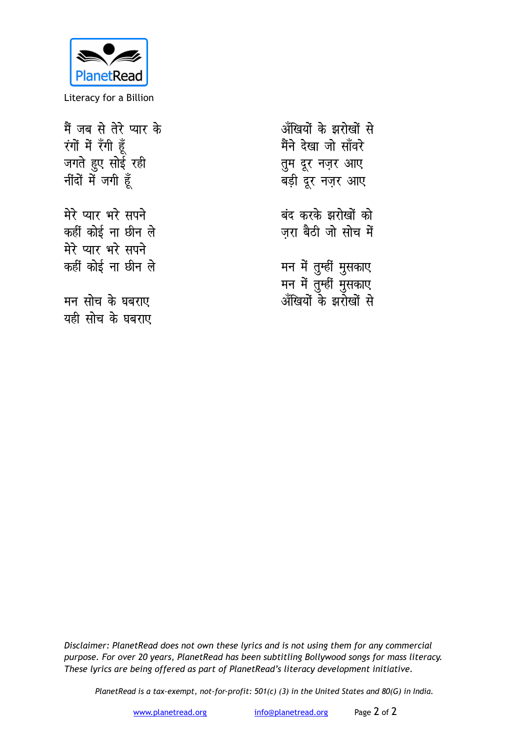Literacy for a Billion

मैं जब से तेरे प्यार के
रंगों में रँगी हूँ
जगते हुए सोई रही
नींदों में जगी हूँ

मेरे प्यार भरे सपने
कहीं कोई ना छीन ले
मेरे प्यार भरे सपने
कहीं कोई ना छीन ले

मन सोच के घबराए
यही सोच के घबराए

अँखियों के झरोखों से
मैंने देखा जो साँवरे
तुम दूर नज़र आए
बड़ी दूर नज़र आए

बंद करके झरोखों को
ज़रा बैठी जो सोच में

मन में तुम्हीं मुसकाए
मन में तुम्हीं मुसकाए
अँखियों के झरोखों से

*Disclaimer: PlanetRead does not own these lyrics and is not using them for any commercial purpose. For over 20 years, PlanetRead has been subtitling Bollywood songs for mass literacy. These lyrics are being offered as part of PlanetRead's literacy development initiative.*

*PlanetRead is a tax-exempt, not-for-profit: 501(c) (3) in the United States and 80(G) in India.*

www.planetread.org info@planetread.org